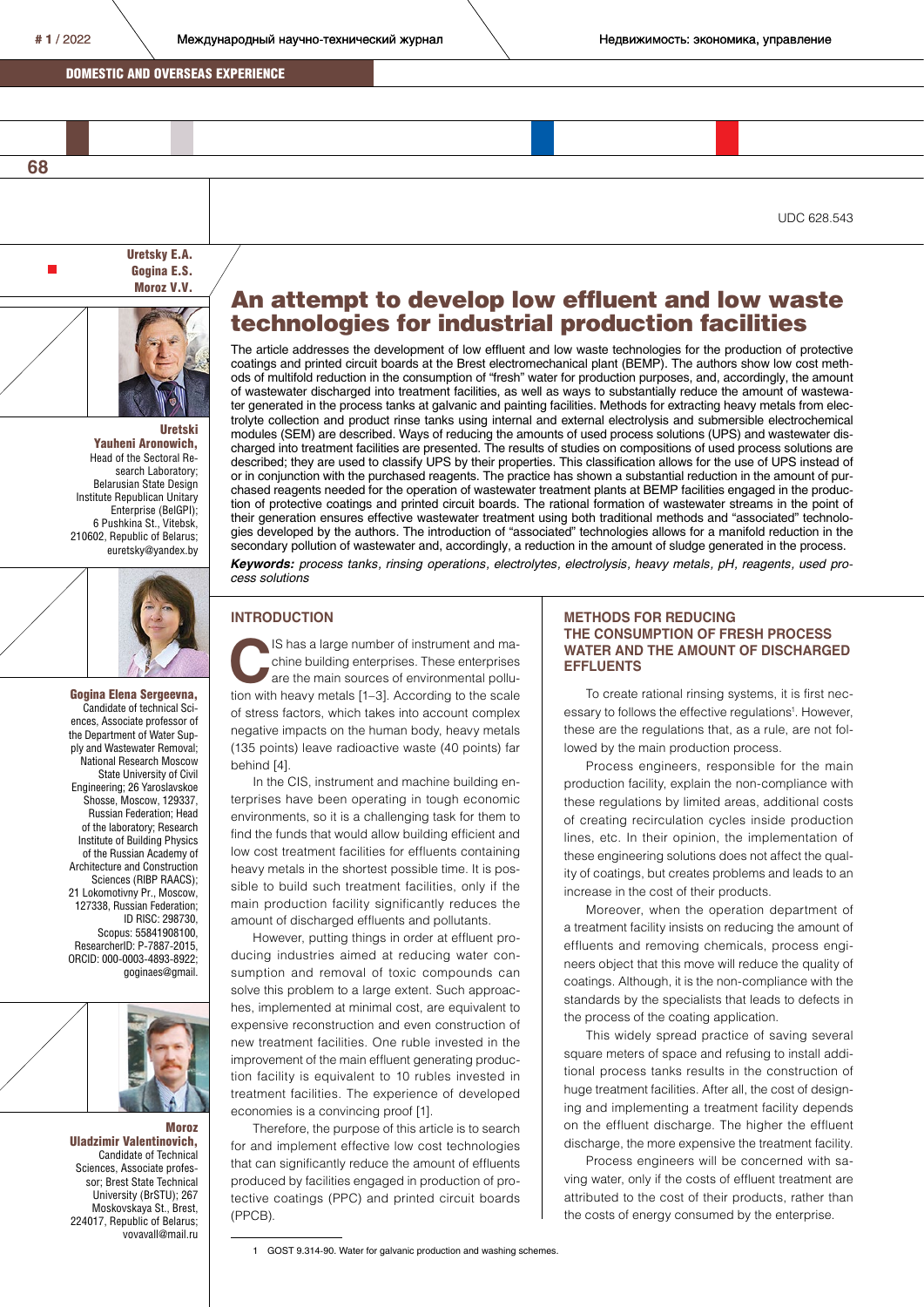UDC 628.543

**Uretsky E.A.**
**Gogina E.S.**
**Moroz V.V.**

# An attempt to develop low effluent and low waste technologies for industrial production facilities

The article addresses the development of low effluent and low waste technologies for the production of protective coatings and printed circuit boards at the Brest electromechanical plant (BEMP). The authors show low cost methods of multifold reduction in the consumption of "fresh" water for production purposes, and, accordingly, the amount of wastewater discharged into treatment facilities, as well as ways to substantially reduce the amount of wastewater generated in the process tanks at galvanic and painting facilities. Methods for extracting heavy metals from electrolyte collection and product rinse tanks using internal and external electrolysis and submersible electrochemical modules (SEM) are described. Ways of reducing the amounts of used process solutions (UPS) and wastewater discharged into treatment facilities are presented. The results of studies on compositions of used process solutions are described; they are used to classify UPS by their properties. This classification allows for the use of UPS instead of or in conjunction with the purchased reagents. The practice has shown a substantial reduction in the amount of purchased reagents needed for the operation of wastewater treatment plants at BEMP facilities engaged in the production of protective coatings and printed circuit boards. The rational formation of wastewater streams in the point of their generation ensures effective wastewater treatment using both traditional methods and "associated" technologies developed by the authors. The introduction of "associated" technologies allows for a manifold reduction in the secondary pollution of wastewater and, accordingly, a reduction in the amount of sludge generated in the process.

***Keywords:*** *process tanks, rinsing operations, electrolytes, electrolysis, heavy metals, pH, reagents, used process solutions*

**Uretski Yauheni Aronowich,**
Head of the Sectoral Research Laboratory; Belarusian State Design Institute Republican Unitary Enterprise (BelGPI); 6 Pushkina St., Vitebsk, 210602, Republic of Belarus; euretsky@yandex.by

**Gogina Elena Sergeevna,**
Candidate of technical Sciences, Associate professor of the Department of Water Supply and Wastewater Removal; National Research Moscow State University of Civil Engineering; 26 Yaroslavskoe Shosse, Moscow, 129337, Russian Federation; Head of the laboratory; Research Institute of Building Physics of the Russian Academy of Architecture and Construction Sciences (RIBP RAACS); 21 Lokomotivny Pr., Moscow, 127338, Russian Federation; ID RISC: 298730, Scopus: 55841908100, ResearcherID: P-7887-2015, ORCID: 000-0003-4893-8922; goginaes@gmail.

**Moroz Uladzimir Valentinovich,**
Candidate of Technical Sciences, Associate professor; Brest State Technical University (BrSTU); 267 Moskovskaya St., Brest, 224017, Republic of Belarus; vovavall@mail.ru

## INTRODUCTION

CIS has a large number of instrument and machine building enterprises. These enterprises are the main sources of environmental pollution with heavy metals [1–3]. According to the scale of stress factors, which takes into account complex negative impacts on the human body, heavy metals (135 points) leave radioactive waste (40 points) far behind [4].

In the CIS, instrument and machine building enterprises have been operating in tough economic environments, so it is a challenging task for them to find the funds that would allow building efficient and low cost treatment facilities for effluents containing heavy metals in the shortest possible time. It is possible to build such treatment facilities, only if the main production facility significantly reduces the amount of discharged effluents and pollutants.

However, putting things in order at effluent producing industries aimed at reducing water consumption and removal of toxic compounds can solve this problem to a large extent. Such approaches, implemented at minimal cost, are equivalent to expensive reconstruction and even construction of new treatment facilities. One ruble invested in the improvement of the main effluent generating production facility is equivalent to 10 rubles invested in treatment facilities. The experience of developed economies is a convincing proof [1].

Therefore, the purpose of this article is to search for and implement effective low cost technologies that can significantly reduce the amount of effluents produced by facilities engaged in production of protective coatings (PPC) and printed circuit boards (PPCB).

## METHODS FOR REDUCING THE CONSUMPTION OF FRESH PROCESS WATER AND THE AMOUNT OF DISCHARGED EFFLUENTS

To create rational rinsing systems, it is first necessary to follows the effective regulations[1]. However, these are the regulations that, as a rule, are not followed by the main production process.

Process engineers, responsible for the main production facility, explain the non-compliance with these regulations by limited areas, additional costs of creating recirculation cycles inside production lines, etc. In their opinion, the implementation of these engineering solutions does not affect the quality of coatings, but creates problems and leads to an increase in the cost of their products.

Moreover, when the operation department of a treatment facility insists on reducing the amount of effluents and removing chemicals, process engineers object that this move will reduce the quality of coatings. Although, it is the non-compliance with the standards by the specialists that leads to defects in the process of the coating application.

This widely spread practice of saving several square meters of space and refusing to install additional process tanks results in the construction of huge treatment facilities. After all, the cost of designing and implementing a treatment facility depends on the effluent discharge. The higher the effluent discharge, the more expensive the treatment facility.

Process engineers will be concerned with saving water, only if the costs of effluent treatment are attributed to the cost of their products, rather than the costs of energy consumed by the enterprise.

---

1 GOST 9.314-90. Water for galvanic production and washing schemes.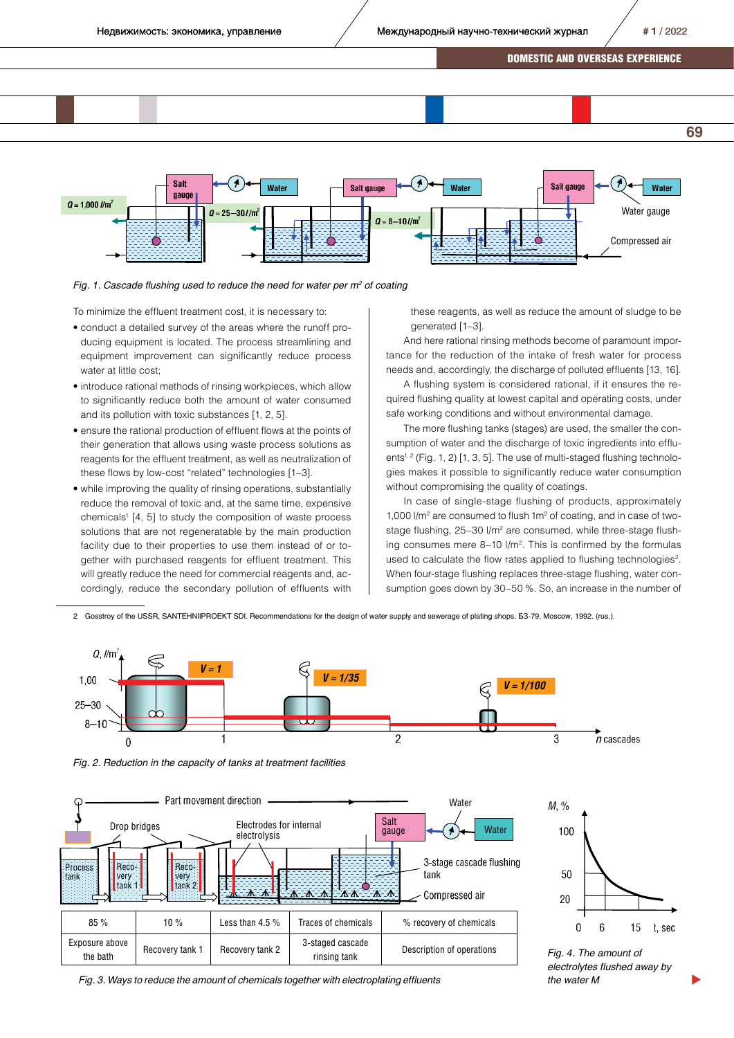*Fig. 1. Cascade flushing used to reduce the need for water per m² of coating*

To minimize the effluent treatment cost, it is necessary to:

- conduct a detailed survey of the areas where the runoff producing equipment is located. The process streamlining and equipment improvement can significantly reduce process water at little cost;
- introduce rational methods of rinsing workpieces, which allow to significantly reduce both the amount of water consumed and its pollution with toxic substances [1, 2, 5].
- ensure the rational production of effluent flows at the points of their generation that allows using waste process solutions as reagents for the effluent treatment, as well as neutralization of these flows by low-cost "related" technologies [1–3].
- while improving the quality of rinsing operations, substantially reduce the removal of toxic and, at the same time, expensive chemicals[1] [4, 5] to study the composition of waste process solutions that are not regeneratable by the main production facility due to their properties to use them instead of or together with purchased reagents for effluent treatment. This will greatly reduce the need for commercial reagents and, accordingly, reduce the secondary pollution of effluents with these reagents, as well as reduce the amount of sludge to be generated [1–3].

And here rational rinsing methods become of paramount importance for the reduction of the intake of fresh water for process needs and, accordingly, the discharge of polluted effluents [13, 16].

A flushing system is considered rational, if it ensures the required flushing quality at lowest capital and operating costs, under safe working conditions and without environmental damage.

The more flushing tanks (stages) are used, the smaller the consumption of water and the discharge of toxic ingredients into effluents[1, 2] (Fig. 1, 2) [1, 3, 5]. The use of multi-staged flushing technologies makes it possible to significantly reduce water consumption without compromising the quality of coatings.

In case of single-stage flushing of products, approximately 1,000 l/m² are consumed to flush 1m² of coating, and in case of two-stage flushing, 25–30 l/m² are consumed, while three-stage flushing consumes mere 8–10 l/m². This is confirmed by the formulas used to calculate the flow rates applied to flushing technologies[2]. When four-stage flushing replaces three-stage flushing, water consumption goes down by 30–50 %. So, an increase in the number of

2 Gosstroy of the USSR, SANTEHNIIPROEKT SDI. Recommendations for the design of water supply and sewerage of plating shops. Б3-79. Moscow, 1992. (rus.).

*Fig. 2. Reduction in the capacity of tanks at treatment facilities*

| Exposure above the bath | Recovery tank 1 | Recovery tank 2 | 3-staged cascade rinsing tank | Description of operations |
|---|---|---|---|---|
| 85 % | 10 % | Less than 4.5 % | Traces of chemicals | % recovery of chemicals |

*Fig. 3. Ways to reduce the amount of chemicals together with electroplating effluents*

*Fig. 4. The amount of electrolytes flushed away by the water M*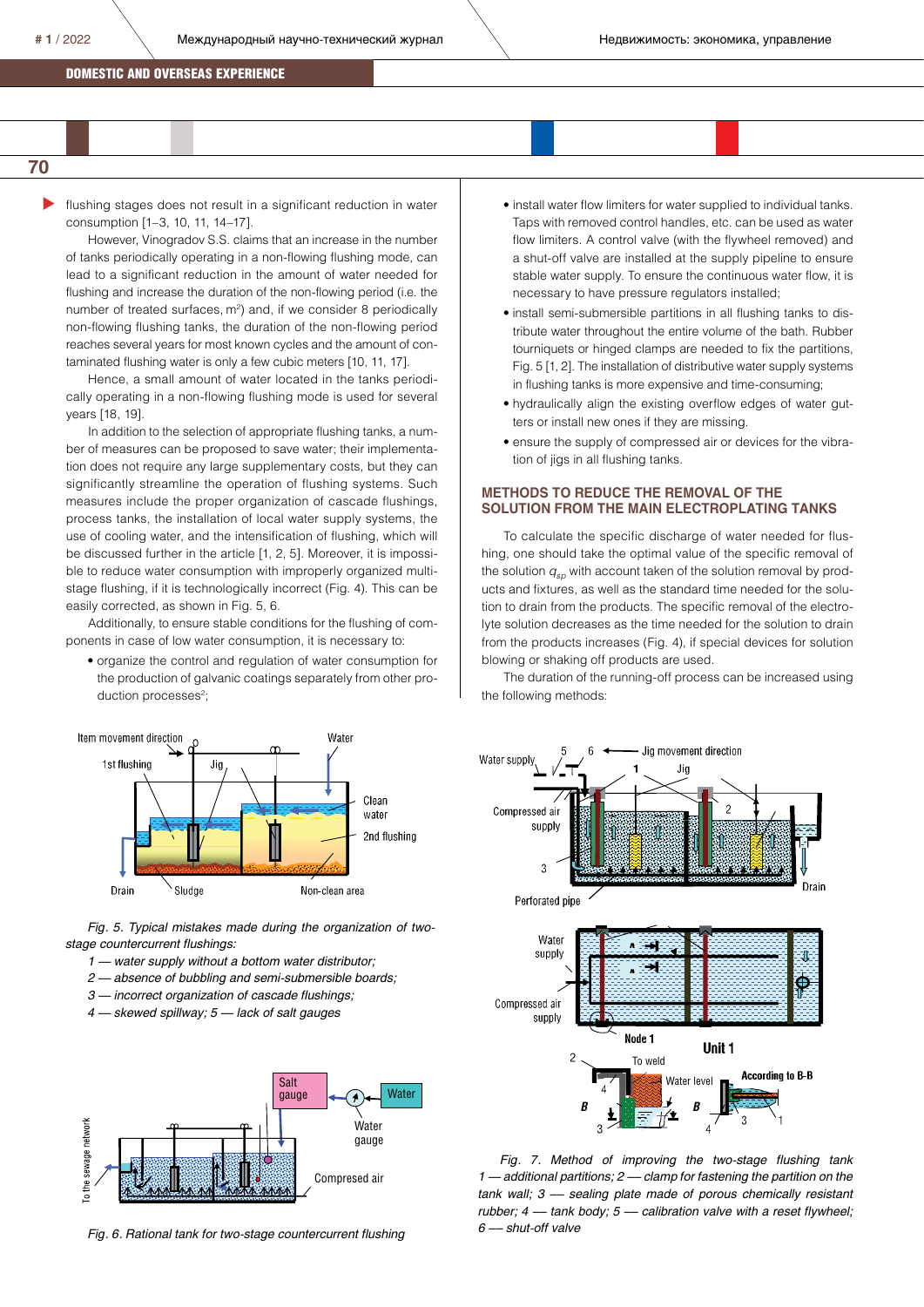flushing stages does not result in a significant reduction in water consumption [1–3, 10, 11, 14–17].

However, Vinogradov S.S. claims that an increase in the number of tanks periodically operating in a non-flowing flushing mode, can lead to a significant reduction in the amount of water needed for flushing and increase the duration of the non-flowing period (i.e. the number of treated surfaces, m$^2$) and, if we consider 8 periodically non-flowing flushing tanks, the duration of the non-flowing period reaches several years for most known cycles and the amount of contaminated flushing water is only a few cubic meters [10, 11, 17].

Hence, a small amount of water located in the tanks periodically operating in a non-flowing flushing mode is used for several years [18, 19].

In addition to the selection of appropriate flushing tanks, a number of measures can be proposed to save water; their implementation does not require any large supplementary costs, but they can significantly streamline the operation of flushing systems. Such measures include the proper organization of cascade flushings, process tanks, the installation of local water supply systems, the use of cooling water, and the intensification of flushing, which will be discussed further in the article [1, 2, 5]. Moreover, it is impossible to reduce water consumption with improperly organized multi-stage flushing, if it is technologically incorrect (Fig. 4). This can be easily corrected, as shown in Fig. 5, 6.

Additionally, to ensure stable conditions for the flushing of components in case of low water consumption, it is necessary to:

- organize the control and regulation of water consumption for the production of galvanic coatings separately from other production processes[2];
- install water flow limiters for water supplied to individual tanks. Taps with removed control handles, etc. can be used as water flow limiters. A control valve (with the flywheel removed) and a shut-off valve are installed at the supply pipeline to ensure stable water supply. To ensure the continuous water flow, it is necessary to have pressure regulators installed;
- install semi-submersible partitions in all flushing tanks to distribute water throughout the entire volume of the bath. Rubber tourniquets or hinged clamps are needed to fix the partitions, Fig. 5 [1, 2]. The installation of distributive water supply systems in flushing tanks is more expensive and time-consuming;
- hydraulically align the existing overflow edges of water gutters or install new ones if they are missing.
- ensure the supply of compressed air or devices for the vibration of jigs in all flushing tanks.

## METHODS TO REDUCE THE REMOVAL OF THE SOLUTION FROM THE MAIN ELECTROPLATING TANKS

To calculate the specific discharge of water needed for flushing, one should take the optimal value of the specific removal of the solution $q_{sp}$ with account taken of the solution removal by products and fixtures, as well as the standard time needed for the solution to drain from the products. The specific removal of the electrolyte solution decreases as the time needed for the solution to drain from the products increases (Fig. 4), if special devices for solution blowing or shaking off products are used.

The duration of the running-off process can be increased using the following methods:

*Fig. 5. Typical mistakes made during the organization of two-stage countercurrent flushings:*
*1 — water supply without a bottom water distributor;*
*2 — absence of bubbling and semi-submersible boards;*
*3 — incorrect organization of cascade flushings;*
*4 — skewed spillway; 5 — lack of salt gauges*

*Fig. 6. Rational tank for two-stage countercurrent flushing*

*Fig. 7. Method of improving the two-stage flushing tank 1 — additional partitions; 2 — clamp for fastening the partition on the tank wall; 3 — sealing plate made of porous chemically resistant rubber; 4 — tank body; 5 — calibration valve with a reset flywheel; 6 — shut-off valve*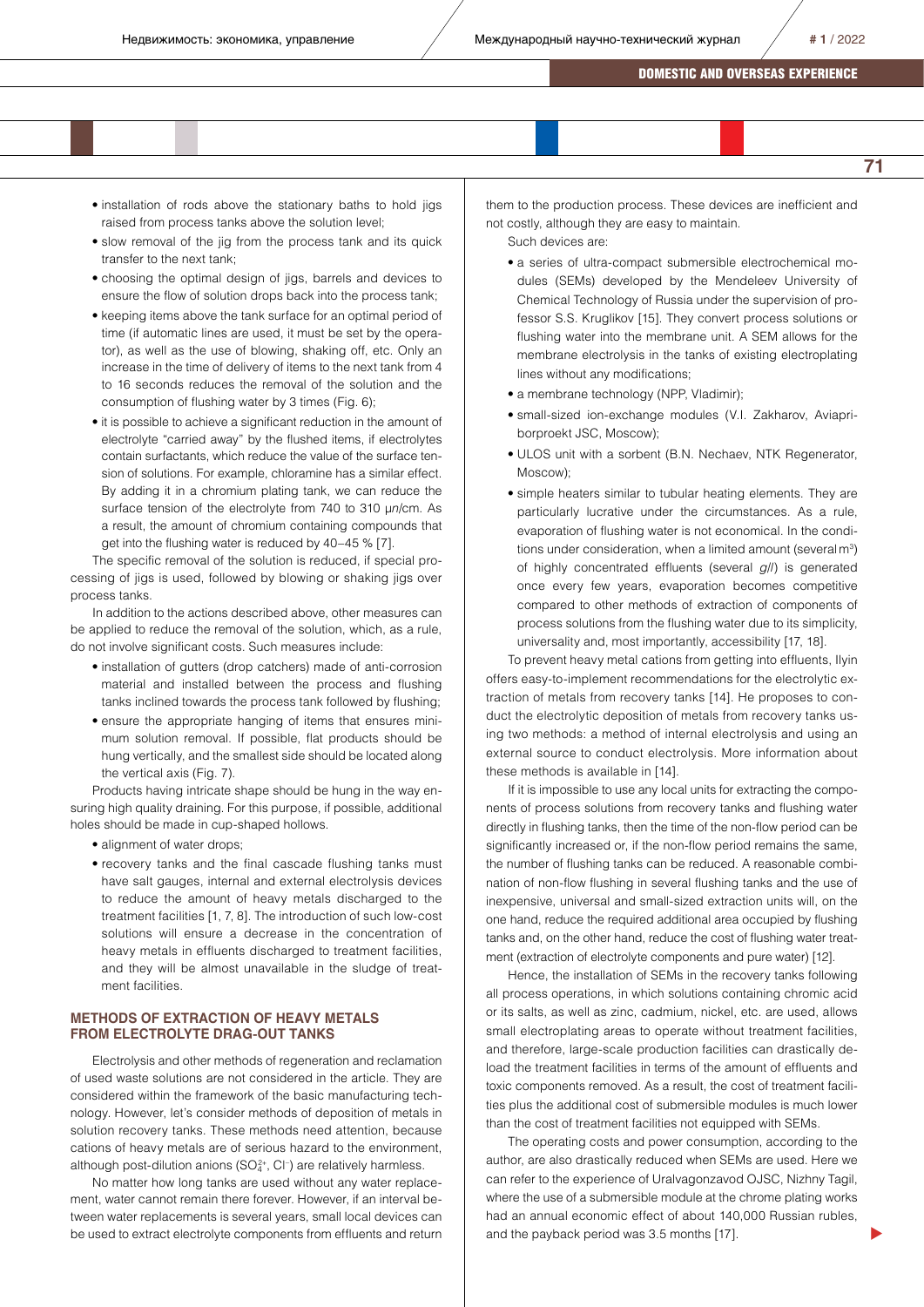- installation of rods above the stationary baths to hold jigs raised from process tanks above the solution level;
- slow removal of the jig from the process tank and its quick transfer to the next tank;
- choosing the optimal design of jigs, barrels and devices to ensure the flow of solution drops back into the process tank;
- keeping items above the tank surface for an optimal period of time (if automatic lines are used, it must be set by the operator), as well as the use of blowing, shaking off, etc. Only an increase in the time of delivery of items to the next tank from 4 to 16 seconds reduces the removal of the solution and the consumption of flushing water by 3 times (Fig. 6);
- it is possible to achieve a significant reduction in the amount of electrolyte "carried away" by the flushed items, if electrolytes contain surfactants, which reduce the value of the surface tension of solutions. For example, chloramine has a similar effect. By adding it in a chromium plating tank, we can reduce the surface tension of the electrolyte from 740 to 310 μn/cm. As a result, the amount of chromium containing compounds that get into the flushing water is reduced by 40–45 % [7].

The specific removal of the solution is reduced, if special processing of jigs is used, followed by blowing or shaking jigs over process tanks.

In addition to the actions described above, other measures can be applied to reduce the removal of the solution, which, as a rule, do not involve significant costs. Such measures include:

- installation of gutters (drop catchers) made of anti-corrosion material and installed between the process and flushing tanks inclined towards the process tank followed by flushing;
- ensure the appropriate hanging of items that ensures minimum solution removal. If possible, flat products should be hung vertically, and the smallest side should be located along the vertical axis (Fig. 7).

Products having intricate shape should be hung in the way ensuring high quality draining. For this purpose, if possible, additional holes should be made in cup-shaped hollows.

- alignment of water drops;
- recovery tanks and the final cascade flushing tanks must have salt gauges, internal and external electrolysis devices to reduce the amount of heavy metals discharged to the treatment facilities [1, 7, 8]. The introduction of such low-cost solutions will ensure a decrease in the concentration of heavy metals in effluents discharged to treatment facilities, and they will be almost unavailable in the sludge of treatment facilities.

## METHODS OF EXTRACTION OF HEAVY METALS FROM ELECTROLYTE DRAG-OUT TANKS

Electrolysis and other methods of regeneration and reclamation of used waste solutions are not considered in the article. They are considered within the framework of the basic manufacturing technology. However, let's consider methods of deposition of metals in solution recovery tanks. These methods need attention, because cations of heavy metals are of serious hazard to the environment, although post-dilution anions ($SO_4^{2+}$, $Cl^-$) are relatively harmless.

No matter how long tanks are used without any water replacement, water cannot remain there forever. However, if an interval between water replacements is several years, small local devices can be used to extract electrolyte components from effluents and return them to the production process. These devices are inefficient and not costly, although they are easy to maintain.

Such devices are:

- a series of ultra-compact submersible electrochemical modules (SEMs) developed by the Mendeleev University of Chemical Technology of Russia under the supervision of professor S.S. Kruglikov [15]. They convert process solutions or flushing water into the membrane unit. A SEM allows for the membrane electrolysis in the tanks of existing electroplating lines without any modifications;
- a membrane technology (NPP, Vladimir);
- small-sized ion-exchange modules (V.I. Zakharov, Aviapriborproekt JSC, Moscow);
- ULOS unit with a sorbent (B.N. Nechaev, NTK Regenerator, Moscow);
- simple heaters similar to tubular heating elements. They are particularly lucrative under the circumstances. As a rule, evaporation of flushing water is not economical. In the conditions under consideration, when a limited amount (several m$^3$) of highly concentrated effluents (several *g/l*) is generated once every few years, evaporation becomes competitive compared to other methods of extraction of components of process solutions from the flushing water due to its simplicity, universality and, most importantly, accessibility [17, 18].

To prevent heavy metal cations from getting into effluents, Ilyin offers easy-to-implement recommendations for the electrolytic extraction of metals from recovery tanks [14]. He proposes to conduct the electrolytic deposition of metals from recovery tanks using two methods: a method of internal electrolysis and using an external source to conduct electrolysis. More information about these methods is available in [14].

If it is impossible to use any local units for extracting the components of process solutions from recovery tanks and flushing water directly in flushing tanks, then the time of the non-flow period can be significantly increased or, if the non-flow period remains the same, the number of flushing tanks can be reduced. A reasonable combination of non-flow flushing in several flushing tanks and the use of inexpensive, universal and small-sized extraction units will, on the one hand, reduce the required additional area occupied by flushing tanks and, on the other hand, reduce the cost of flushing water treatment (extraction of electrolyte components and pure water) [12].

Hence, the installation of SEMs in the recovery tanks following all process operations, in which solutions containing chromic acid or its salts, as well as zinc, cadmium, nickel, etc. are used, allows small electroplating areas to operate without treatment facilities, and therefore, large-scale production facilities can drastically deload the treatment facilities in terms of the amount of effluents and toxic components removed. As a result, the cost of treatment facilities plus the additional cost of submersible modules is much lower than the cost of treatment facilities not equipped with SEMs.

The operating costs and power consumption, according to the author, are also drastically reduced when SEMs are used. Here we can refer to the experience of Uralvagonzavod OJSC, Nizhny Tagil, where the use of a submersible module at the chrome plating works had an annual economic effect of about 140,000 Russian rubles, and the payback period was 3.5 months [17].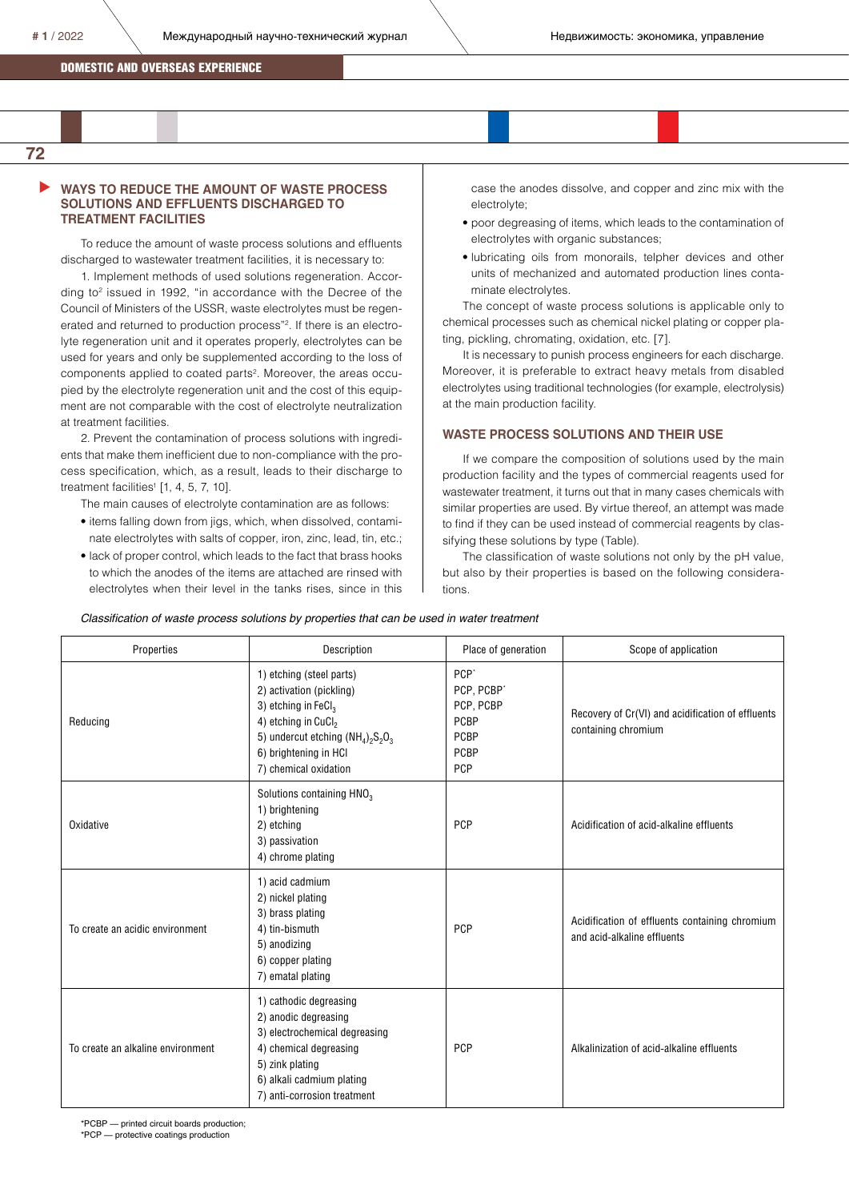## WAYS TO REDUCE THE AMOUNT OF WASTE PROCESS SOLUTIONS AND EFFLUENTS DISCHARGED TO TREATMENT FACILITIES

To reduce the amount of waste process solutions and effluents discharged to wastewater treatment facilities, it is necessary to:

1. Implement methods of used solutions regeneration. According to[2] issued in 1992, "in accordance with the Decree of the Council of Ministers of the USSR, waste electrolytes must be regenerated and returned to production process"[2]. If there is an electrolyte regeneration unit and it operates properly, electrolytes can be used for years and only be supplemented according to the loss of components applied to coated parts[2]. Moreover, the areas occupied by the electrolyte regeneration unit and the cost of this equipment are not comparable with the cost of electrolyte neutralization at treatment facilities.

2. Prevent the contamination of process solutions with ingredients that make them inefficient due to non-compliance with the process specification, which, as a result, leads to their discharge to treatment facilities[1] [1, 4, 5, 7, 10].

The main causes of electrolyte contamination are as follows:

- items falling down from jigs, which, when dissolved, contaminate electrolytes with salts of copper, iron, zinc, lead, tin, etc.;
- lack of proper control, which leads to the fact that brass hooks to which the anodes of the items are attached are rinsed with electrolytes when their level in the tanks rises, since in this case the anodes dissolve, and copper and zinc mix with the electrolyte;
- poor degreasing of items, which leads to the contamination of electrolytes with organic substances;
- lubricating oils from monorails, telpher devices and other units of mechanized and automated production lines contaminate electrolytes.

The concept of waste process solutions is applicable only to chemical processes such as chemical nickel plating or copper plating, pickling, chromating, oxidation, etc. [7].

It is necessary to punish process engineers for each discharge. Moreover, it is preferable to extract heavy metals from disabled electrolytes using traditional technologies (for example, electrolysis) at the main production facility.

## WASTE PROCESS SOLUTIONS AND THEIR USE

If we compare the composition of solutions used by the main production facility and the types of commercial reagents used for wastewater treatment, it turns out that in many cases chemicals with similar properties are used. By virtue thereof, an attempt was made to find if they can be used instead of commercial reagents by classifying these solutions by type (Table).

The classification of waste solutions not only by the pH value, but also by their properties is based on the following considerations.

*Classification of waste process solutions by properties that can be used in water treatment*

| Properties | Description | Place of generation | Scope of application |
|---|---|---|---|
| Reducing | 1) etching (steel parts)<br>2) activation (pickling)<br>3) etching in $FeCl_3$<br>4) etching in $CuCl_2$<br>5) undercut etching $(NH_4)_2S_2O_3$<br>6) brightening in HCl<br>7) chemical oxidation | PCP*<br>PCP, PCBP*<br>PCP, PCBP<br>PCBP<br>PCBP<br>PCBP<br>PCP | Recovery of Cr(VI) and acidification of effluents containing chromium |
| Oxidative | Solutions containing $HNO_3$<br>1) brightening<br>2) etching<br>3) passivation<br>4) chrome plating | PCP | Acidification of acid-alkaline effluents |
| To create an acidic environment | 1) acid cadmium<br>2) nickel plating<br>3) brass plating<br>4) tin-bismuth<br>5) anodizing<br>6) copper plating<br>7) ematal plating | PCP | Acidification of effluents containing chromium and acid-alkaline effluents |
| To create an alkaline environment | 1) cathodic degreasing<br>2) anodic degreasing<br>3) electrochemical degreasing<br>4) chemical degreasing<br>5) zink plating<br>6) alkali cadmium plating<br>7) anti-corrosion treatment | PCP | Alkalinization of acid-alkaline effluents |

*PCBP — printed circuit boards production;
*PCP — protective coatings production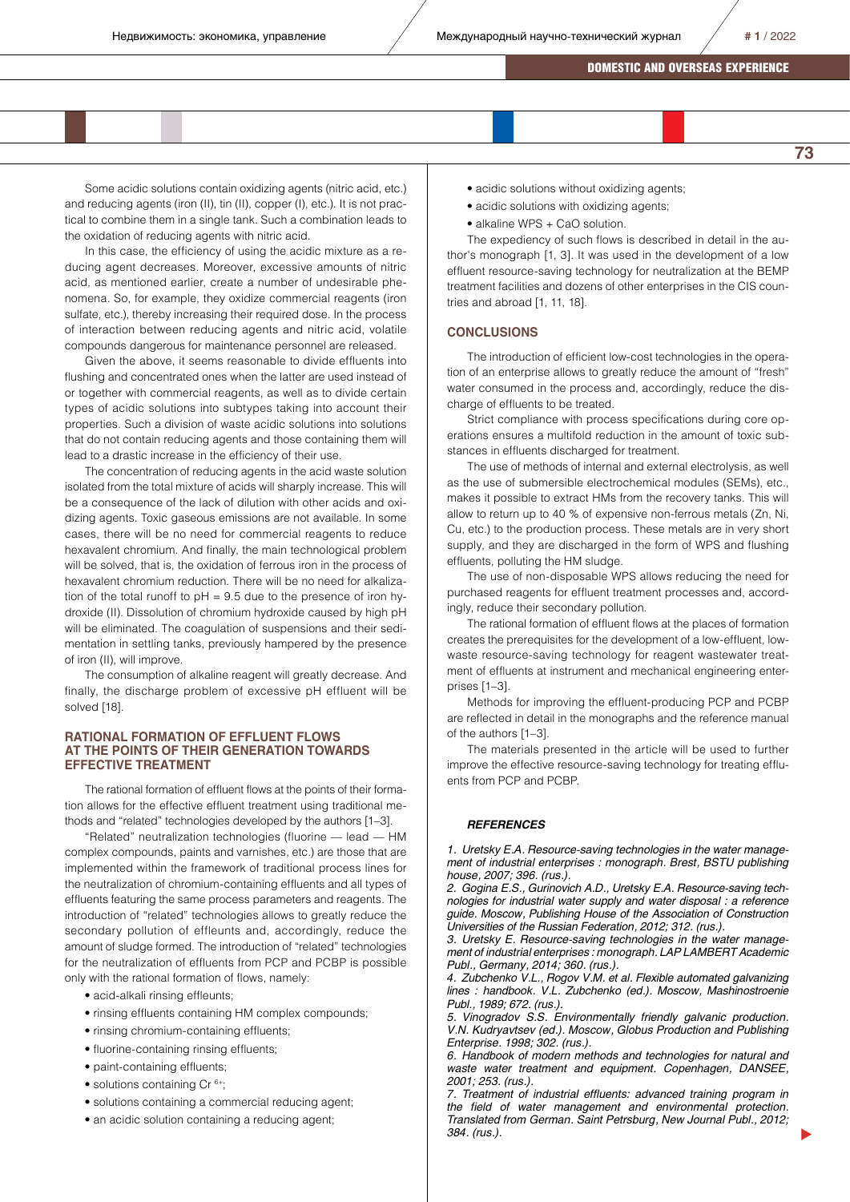Some acidic solutions contain oxidizing agents (nitric acid, etc.) and reducing agents (iron (II), tin (II), copper (I), etc.). It is not practical to combine them in a single tank. Such a combination leads to the oxidation of reducing agents with nitric acid.

In this case, the efficiency of using the acidic mixture as a reducing agent decreases. Moreover, excessive amounts of nitric acid, as mentioned earlier, create a number of undesirable phenomena. So, for example, they oxidize commercial reagents (iron sulfate, etc.), thereby increasing their required dose. In the process of interaction between reducing agents and nitric acid, volatile compounds dangerous for maintenance personnel are released.

Given the above, it seems reasonable to divide effluents into flushing and concentrated ones when the latter are used instead of or together with commercial reagents, as well as to divide certain types of acidic solutions into subtypes taking into account their properties. Such a division of waste acidic solutions into solutions that do not contain reducing agents and those containing them will lead to a drastic increase in the efficiency of their use.

The concentration of reducing agents in the acid waste solution isolated from the total mixture of acids will sharply increase. This will be a consequence of the lack of dilution with other acids and oxidizing agents. Toxic gaseous emissions are not available. In some cases, there will be no need for commercial reagents to reduce hexavalent chromium. And finally, the main technological problem will be solved, that is, the oxidation of ferrous iron in the process of hexavalent chromium reduction. There will be no need for alkalization of the total runoff to pH = 9.5 due to the presence of iron hydroxide (II). Dissolution of chromium hydroxide caused by high pH will be eliminated. The coagulation of suspensions and their sedimentation in settling tanks, previously hampered by the presence of iron (II), will improve.

The consumption of alkaline reagent will greatly decrease. And finally, the discharge problem of excessive pH effluent will be solved [18].

## RATIONAL FORMATION OF EFFLUENT FLOWS AT THE POINTS OF THEIR GENERATION TOWARDS EFFECTIVE TREATMENT

The rational formation of effluent flows at the points of their formation allows for the effective effluent treatment using traditional methods and "related" technologies developed by the authors [1–3].

"Related" neutralization technologies (fluorine — lead — HM complex compounds, paints and varnishes, etc.) are those that are implemented within the framework of traditional process lines for the neutralization of chromium-containing effluents and all types of effluents featuring the same process parameters and reagents. The introduction of "related" technologies allows to greatly reduce the secondary pollution of effleunts and, accordingly, reduce the amount of sludge formed. The introduction of "related" technologies for the neutralization of effluents from PCP and PCBP is possible only with the rational formation of flows, namely:

- acid-alkali rinsing effluents;
- rinsing effluents containing HM complex compounds;
- rinsing chromium-containing effluents;
- fluorine-containing rinsing effluents;
- paint-containing effluents;
- solutions containing $Cr^{6+}$;
- solutions containing a commercial reducing agent;
- an acidic solution containing a reducing agent;
- acidic solutions without oxidizing agents;
- acidic solutions with oxidizing agents;
- alkaline WPS + CaO solution.

The expediency of such flows is described in detail in the author's monograph [1, 3]. It was used in the development of a low effluent resource-saving technology for neutralization at the BEMP treatment facilities and dozens of other enterprises in the CIS countries and abroad [1, 11, 18].

## CONCLUSIONS

The introduction of efficient low-cost technologies in the operation of an enterprise allows to greatly reduce the amount of "fresh" water consumed in the process and, accordingly, reduce the discharge of effluents to be treated.

Strict compliance with process specifications during core operations ensures a multifold reduction in the amount of toxic substances in effluents discharged for treatment.

The use of methods of internal and external electrolysis, as well as the use of submersible electrochemical modules (SEMs), etc., makes it possible to extract HMs from the recovery tanks. This will allow to return up to 40 % of expensive non-ferrous metals (Zn, Ni, Cu, etc.) to the production process. These metals are in very short supply, and they are discharged in the form of WPS and flushing effluents, polluting the HM sludge.

The use of non-disposable WPS allows reducing the need for purchased reagents for effluent treatment processes and, accordingly, reduce their secondary pollution.

The rational formation of effluent flows at the places of formation creates the prerequisites for the development of a low-effluent, low-waste resource-saving technology for reagent wastewater treatment of effluents at instrument and mechanical engineering enterprises [1–3].

Methods for improving the effluent-producing PCP and PCBP are reflected in detail in the monographs and the reference manual of the authors [1–3].

The materials presented in the article will be used to further improve the effective resource-saving technology for treating effluents from PCP and PCBP.

## *REFERENCES*

*1. Uretsky E.A. Resource-saving technologies in the water management of industrial enterprises : monograph. Brest, BSTU publishing house, 2007; 396. (rus.).*

*2. Gogina E.S., Gurinovich A.D., Uretsky E.A. Resource-saving technologies for industrial water supply and water disposal : a reference guide. Moscow, Publishing House of the Association of Construction Universities of the Russian Federation, 2012; 312. (rus.).*

*3. Uretsky E. Resource-saving technologies in the water management of industrial enterprises : monograph. LAP LAMBERT Academic Publ., Germany, 2014; 360. (rus.).*

*4. Zubchenko V.L., Rogov V.M. et al. Flexible automated galvanizing lines : handbook. V.L. Zubchenko (ed.). Moscow, Mashinostroenie Publ., 1989; 672. (rus.).*

*5. Vinogradov S.S. Environmentally friendly galvanic production. V.N. Kudryavtsev (ed.). Moscow, Globus Production and Publishing Enterprise. 1998; 302. (rus.).*

*6. Handbook of modern methods and technologies for natural and waste water treatment and equipment. Copenhagen, DANSEE, 2001; 253. (rus.).*

*7. Treatment of industrial effluents: advanced training program in the field of water management and environmental protection. Translated from German. Saint Petrsburg, New Journal Publ., 2012; 384. (rus.).*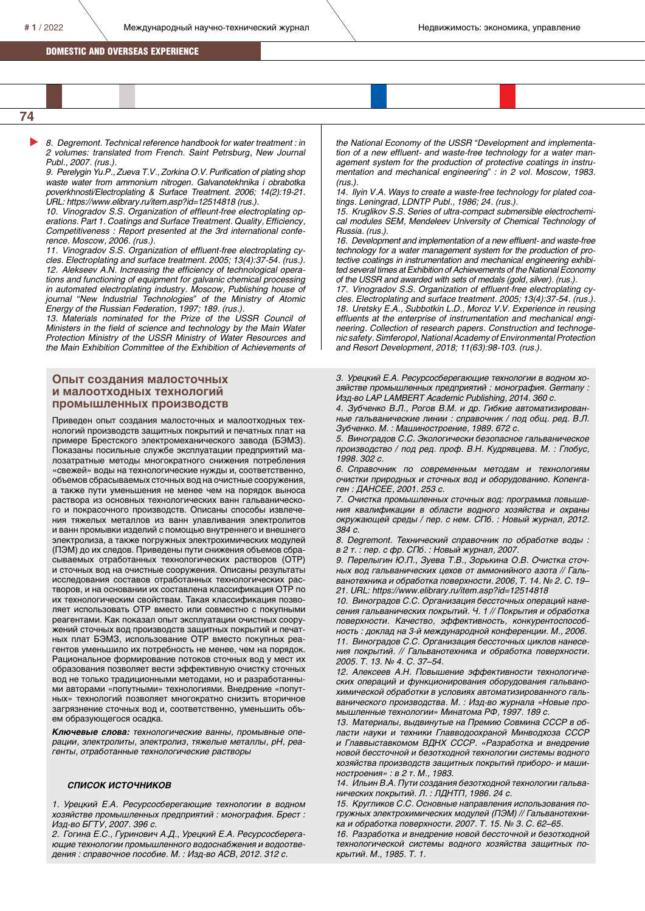8. Degremont. Technical reference handbook for water treatment : in 2 volumes: translated from French. Saint Petrsburg, New Journal Publ., 2007. (rus.).

9. Perelygin Yu.P., Zueva T.V., Zorkina O.V. Purification of plating shop waste water from ammonium nitrogen. Galvanotekhnika i obrabotka poverkhnosti/Electroplating & Surface Treatment. 2006; 14(2):19-21. URL: https://www.elibrary.ru/item.asp?id=12514818 (rus.).

10. Vinogradov S.S. Organization of effleunt-free electroplating operations. Part 1. Coatings and Surface Treatment. Quality, Efficiency, Competitiveness : Report presented at the 3rd international conference. Moscow, 2006. (rus.).

11. Vinogradov S.S. Organization of effluent-free electroplating cycles. Electroplating and surface treatment. 2005; 13(4):37-54. (rus.).

12. Alekseev A.N. Increasing the efficiency of technological operations and functioning of equipment for galvanic chemical processing in automated electroplating industry. Moscow, Publishing house of journal "New Industrial Technologies" of the Ministry of Atomic Energy of the Russian Federation, 1997; 189. (rus.).

13. Materials nominated for the Prize of the USSR Council of Ministers in the field of science and technology by the Main Water Protection Ministry of the USSR Ministry of Water Resources and the Main Exhibition Committee of the Exhibition of Achievements of the National Economy of the USSR "Development and implementation of a new effluent- and waste-free technology for a water management system for the production of protective coatings in instrumentation and mechanical engineering" : in 2 vol. Moscow, 1983. (rus.).

14. Ilyin V.A. Ways to create a waste-free technology for plated coatings. Leningrad, LDNTP Publ., 1986; 24. (rus.).

15. Kruglikov S.S. Series of ultra-compact submersible electrochemical modules SEM, Mendeleev University of Chemical Technology of Russia. (rus.).

16. Development and implementation of a new effluent- and waste-free technology for a water management system for the production of protective coatings in instrumentation and mechanical engineering exhibited several times at Exhibition of Achievements of the National Economy of the USSR and awarded with sets of medals (gold, silver). (rus.).

17. Vinogradov S.S. Organization of effluent-free electroplating cycles. Electroplating and surface treatment. 2005; 13(4):37-54. (rus.).

18. Uretsky E.A., Subbotkin L.D., Moroz V.V. Experience in reusing effluents at the enterprise of instrumentation and mechanical engineering. Collection of research papers. Construction and technogenic safety. Simferopol, National Academy of Environmental Protection and Resort Development, 2018; 11(63):98-103. (rus.).

## Опыт создания малосточных и малоотходных технологий промышленных производств

Приведен опыт создания малосточных и малоотходных технологий производств защитных покрытий и печатных плат на примере Брестского электромеханического завода (БЭМЗ). Показаны посильные службе эксплуатации предприятий малозатратные методы многократного снижения потребления «свежей» воды на технологические нужды и, соответственно, объемов сбрасываемых сточных вод на очистные сооружения, а также пути уменьшения не менее чем на порядок выноса раствора из основных технологических ванн гальванического и покрасочного производства. Описаны способы извлечения тяжелых металлов из ванн улавливания электролитов и ванн промывки изделий с помощью внутреннего и внешнего электролиза, а также погружных электрохимических модулей (ПЭМ) до их следов. Приведены пути снижения объемов сбрасываемых отработанных технологических растворов (ОТР) и сточных вод на очистные сооружения. Описаны результаты исследования составов отработанных технологических растворов, и на основании их составлена классификация ОТР по их технологическим свойствам. Такая классификация позволяет использовать ОТР вместо или совместно с покупными реагентами. Как показал опыт эксплуатации очистных сооружений сточных вод производств защитных покрытий и печатных плат БЭМЗ, использование ОТР вместо покупных реагентов уменьшило их потребность не менее, чем на порядок. Рациональное формирование потоков сточных вод у мест их образования позволяет вести эффективную очистку сточных вод не только традиционными методами, но и разработанными авторами «попутными» технологиями. Внедрение «попутных» технологий позволяет многократно снизить вторичное загрязнение сточных вод и, соответственно, уменьшить объем образующегося осадка.

***Ключевые слова:*** *технологические ванны, промывные операции, электролиты, электролиз, тяжелые металлы, pH, реагенты, отработанные технологические растворы*

### СПИСОК ИСТОЧНИКОВ

1. Урецкий Е.А. Ресурсосберегающие технологии в водном хозяйстве промышленных предприятий : монография. Брест : Изд-во БГТУ, 2007. 396 с.

2. Гогина Е.С., Гуринович А.Д., Урецкий Е.А. Ресурсосберегающие технологии промышленного водоснабжения и водоотведения : справочное пособие. М. : Изд-во АСВ, 2012. 312 с.

3. Урецкий Е.А. Ресурсосберегающие технологии в водном хозяйстве промышленных предприятий : монография. Germany : Изд-во LAP LAMBERT Academic Publishing, 2014. 360 с.

4. Зубченко В.Л., Рогов В.М. и др. Гибкие автоматизированные гальванические линии : справочник / под общ. ред. В.Л. Зубченко. М. : Машиностроение, 1989. 672 с.

5. Виноградов С.С. Экологически безопасное гальваническое производство / под ред. проф. В.Н. Кудрявцева. М. : Глобус, 1998. 302 с.

6. Справочник по современным методам и технологиям очистки природных и сточных вод и оборудованию. Копенгаген : ДАНСЕЕ, 2001. 253 с.

7. Очистка промышленных сточных вод: программа повышения квалификации в области водного хозяйства и охраны окружающей среды / пер. с нем. СПб. : Новый журнал, 2012. 384 с.

8. Degremont. Технический справочник по обработке воды : в 2 т. : пер. с фр. СПб. : Новый журнал, 2007.

9. Перелыгин Ю.П., Зуева Т.В., Зорькина О.В. Очистка сточных вод гальванических цехов от аммонийного азота // Гальванотехника и обработка поверхности. 2006, Т. 14. № 2. С. 19–21. URL: https://www.elibrary.ru/item.asp?id=12514818

10. Виноградов С.С. Организация бессточных операций нанесения гальванических покрытий. Ч. 1 // Покрытия и обработка поверхности. Качество, эффективность, конкурентоспособность : доклад на 3-й международной конференции. М., 2006.

11. Виноградов С.С. Организация бессточных циклов нанесения покрытий. // Гальванотехника и обработка поверхности. 2005. Т. 13. № 4. С. 37–54.

12. Алексеев А.Н. Повышение эффективности технологических операций и функционирования оборудования гальванохимической обработки в условиях автоматизированного гальванического производства. М. : Изд-во журнала «Новые промышленные технологии» Минатома РФ, 1997. 189 с.

13. Материалы, выдвинутые на Премию Совмина СССР в области науки и техники Главводоохраной Минводхоза СССР и Главвыставкомом ВДНХ СССР. «Разработка и внедрение новой бессточной и безотходной технологии системы водного хозяйства производств защитных покрытий приборо- и машиностроения» : в 2 т. М., 1983.

14. Ильин В.А. Пути создания безотходной технологии гальванических покрытий. Л. : ЛДНТП, 1986. 24 с.

15. Кругликов С.С. Основные направления использования погружных электрохимических модулей (ПЭМ) // Гальванотехника и обработка поверхности. 2007. Т. 15. № 3. С. 62–65.

16. Разработка и внедрение новой бессточной и безотходной технологической системы водного хозяйства защитных покрытий. М., 1985. Т. 1.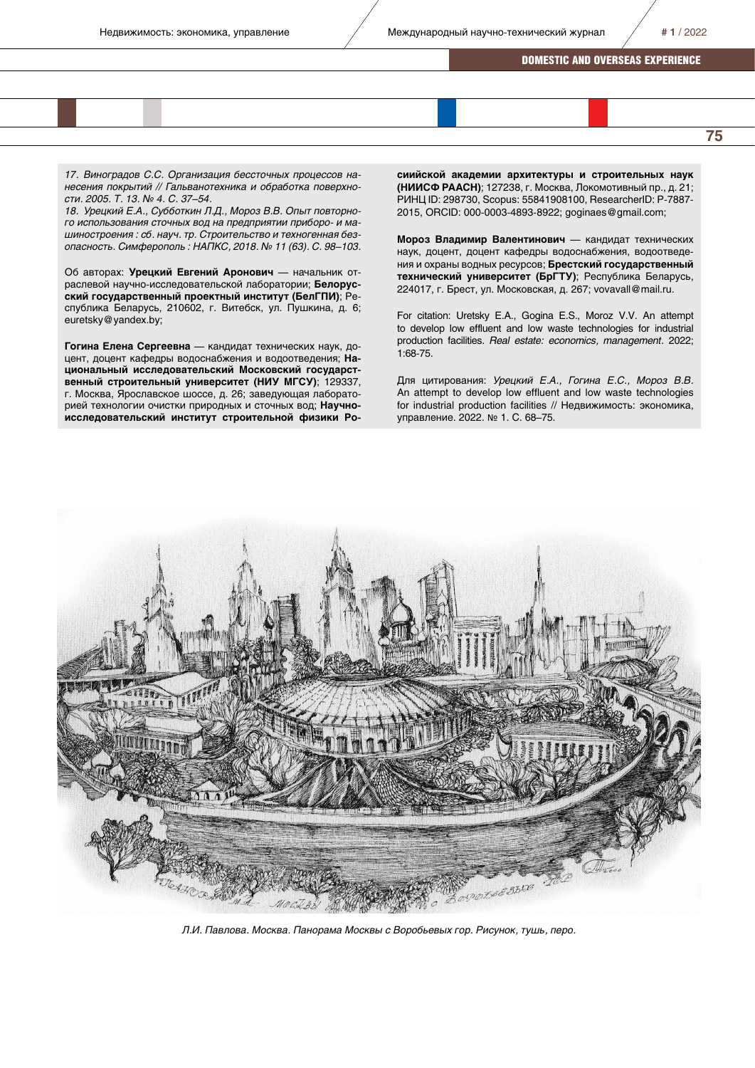*17. Виноградов С.С. Организация бессточных процессов нанесения покрытий // Гальванотехника и обработка поверхности. 2005. Т. 13. № 4. С. 37–54.*

*18. Урецкий Е.А., Субботкин Л.Д., Мороз В.В. Опыт повторного использования сточных вод на предприятии приборо- и машиностроения : сб. науч. тр. Строительство и техногенная безопасность. Симферополь : НАПКС, 2018. № 11 (63). С. 98–103.*

Об авторах: **Урецкий Евгений Аронович** — начальник отраслевой научно-исследовательской лаборатории; **Белорусский государственный проектный институт (БелГПИ)**; Республика Беларусь, 210602, г. Витебск, ул. Пушкина, д. 6; euretsky@yandex.by;

**Гогина Елена Сергеевна** — кандидат технических наук, доцент, доцент кафедры водоснабжения и водоотведения; **Национальный исследовательский Московский государственный строительный университет (НИУ МГСУ)**; 129337, г. Москва, Ярославское шоссе, д. 26; заведующая лабораторией технологии очистки природных и сточных вод; **Научно-исследовательский институт строительной физики Российской академии архитектуры и строительных наук (НИИСФ РААСН)**; 127238, г. Москва, Локомотивный пр., д. 21; РИНЦ ID: 298730, Scopus: 55841908100, ResearcherID: P-7887-2015, ORCID: 000-0003-4893-8922; goginaes@gmail.com;

**Мороз Владимир Валентинович** — кандидат технических наук, доцент, доцент кафедры водоснабжения, водоотведения и охраны водных ресурсов; **Брестский государственный технический университет (БрГТУ)**; Республика Беларусь, 224017, г. Брест, ул. Московская, д. 267; vovavall@mail.ru.

For citation: Uretsky E.A., Gogina E.S., Moroz V.V. An attempt to develop low effluent and low waste technologies for industrial production facilities. *Real estate: economics, management*. 2022; 1:68-75.

Для цитирования: *Урецкий Е.А., Гогина Е.С., Мороз В.В.* An attempt to develop low effluent and low waste technologies for industrial production facilities // Недвижимость: экономика, управление. 2022. № 1. С. 68–75.

*Л.И. Павлова. Москва. Панорама Москвы с Воробьевых гор. Рисунок, тушь, перо.*